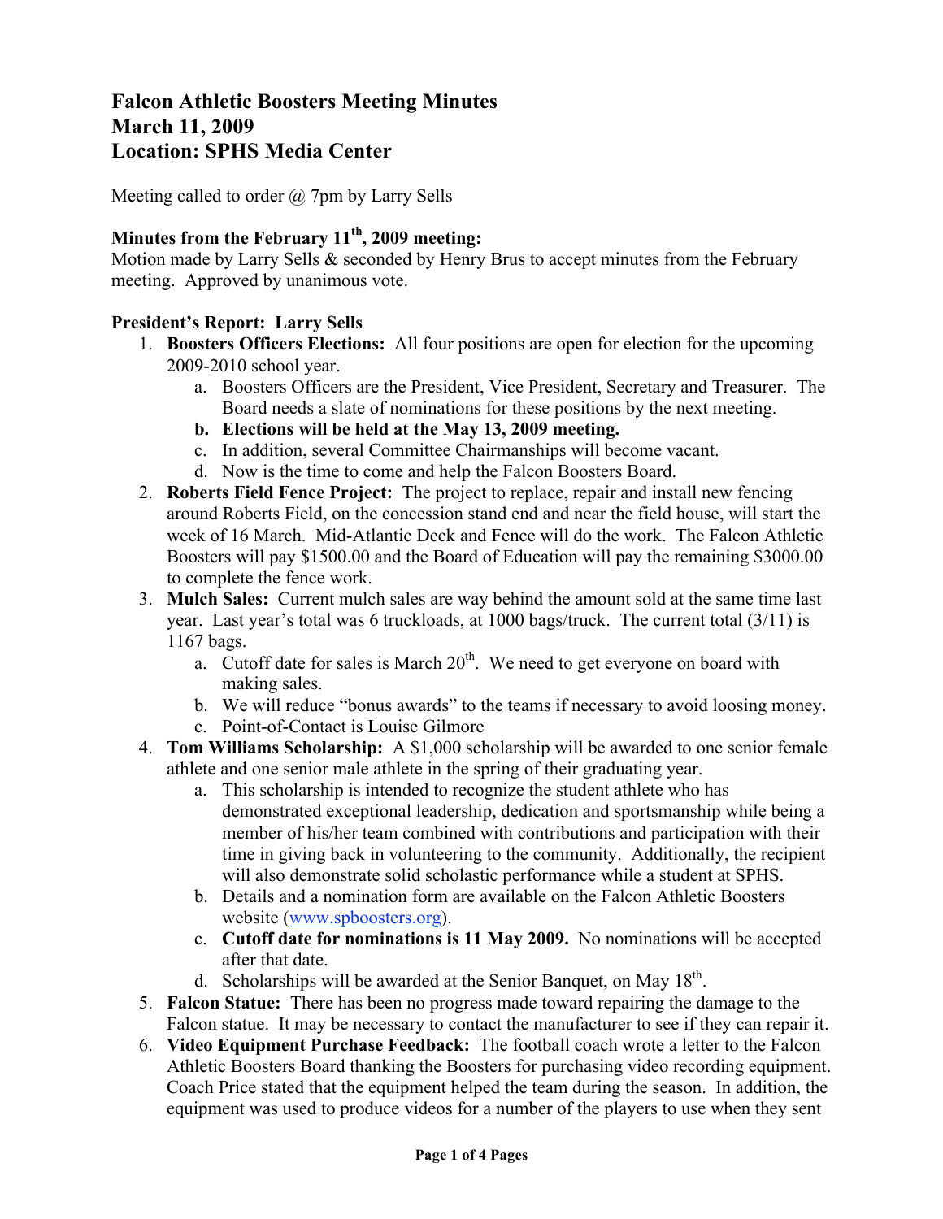# Falcon Athletic Boosters Meeting Minutes
# March 11, 2009
# Location: SPHS Media Center

Meeting called to order @ 7pm by Larry Sells

### Minutes from the February 11th, 2009 meeting:

Motion made by Larry Sells & seconded by Henry Brus to accept minutes from the February meeting. Approved by unanimous vote.

### President's Report: Larry Sells

1. **Boosters Officers Elections:** All four positions are open for election for the upcoming 2009-2010 school year.
    a. Boosters Officers are the President, Vice President, Secretary and Treasurer. The Board needs a slate of nominations for these positions by the next meeting.
    b. **Elections will be held at the May 13, 2009 meeting.**
    c. In addition, several Committee Chairmanships will become vacant.
    d. Now is the time to come and help the Falcon Boosters Board.
2. **Roberts Field Fence Project:** The project to replace, repair and install new fencing around Roberts Field, on the concession stand end and near the field house, will start the week of 16 March. Mid-Atlantic Deck and Fence will do the work. The Falcon Athletic Boosters will pay $1500.00 and the Board of Education will pay the remaining $3000.00 to complete the fence work.
3. **Mulch Sales:** Current mulch sales are way behind the amount sold at the same time last year. Last year's total was 6 truckloads, at 1000 bags/truck. The current total (3/11) is 1167 bags.
    a. Cutoff date for sales is March 20th. We need to get everyone on board with making sales.
    b. We will reduce "bonus awards" to the teams if necessary to avoid loosing money.
    c. Point-of-Contact is Louise Gilmore
4. **Tom Williams Scholarship:** A $1,000 scholarship will be awarded to one senior female athlete and one senior male athlete in the spring of their graduating year.
    a. This scholarship is intended to recognize the student athlete who has demonstrated exceptional leadership, dedication and sportsmanship while being a member of his/her team combined with contributions and participation with their time in giving back in volunteering to the community. Additionally, the recipient will also demonstrate solid scholastic performance while a student at SPHS.
    b. Details and a nomination form are available on the Falcon Athletic Boosters website (www.spboosters.org).
    c. **Cutoff date for nominations is 11 May 2009.** No nominations will be accepted after that date.
    d. Scholarships will be awarded at the Senior Banquet, on May 18th.
5. **Falcon Statue:** There has been no progress made toward repairing the damage to the Falcon statue. It may be necessary to contact the manufacturer to see if they can repair it.
6. **Video Equipment Purchase Feedback:** The football coach wrote a letter to the Falcon Athletic Boosters Board thanking the Boosters for purchasing video recording equipment. Coach Price stated that the equipment helped the team during the season. In addition, the equipment was used to produce videos for a number of the players to use when they sent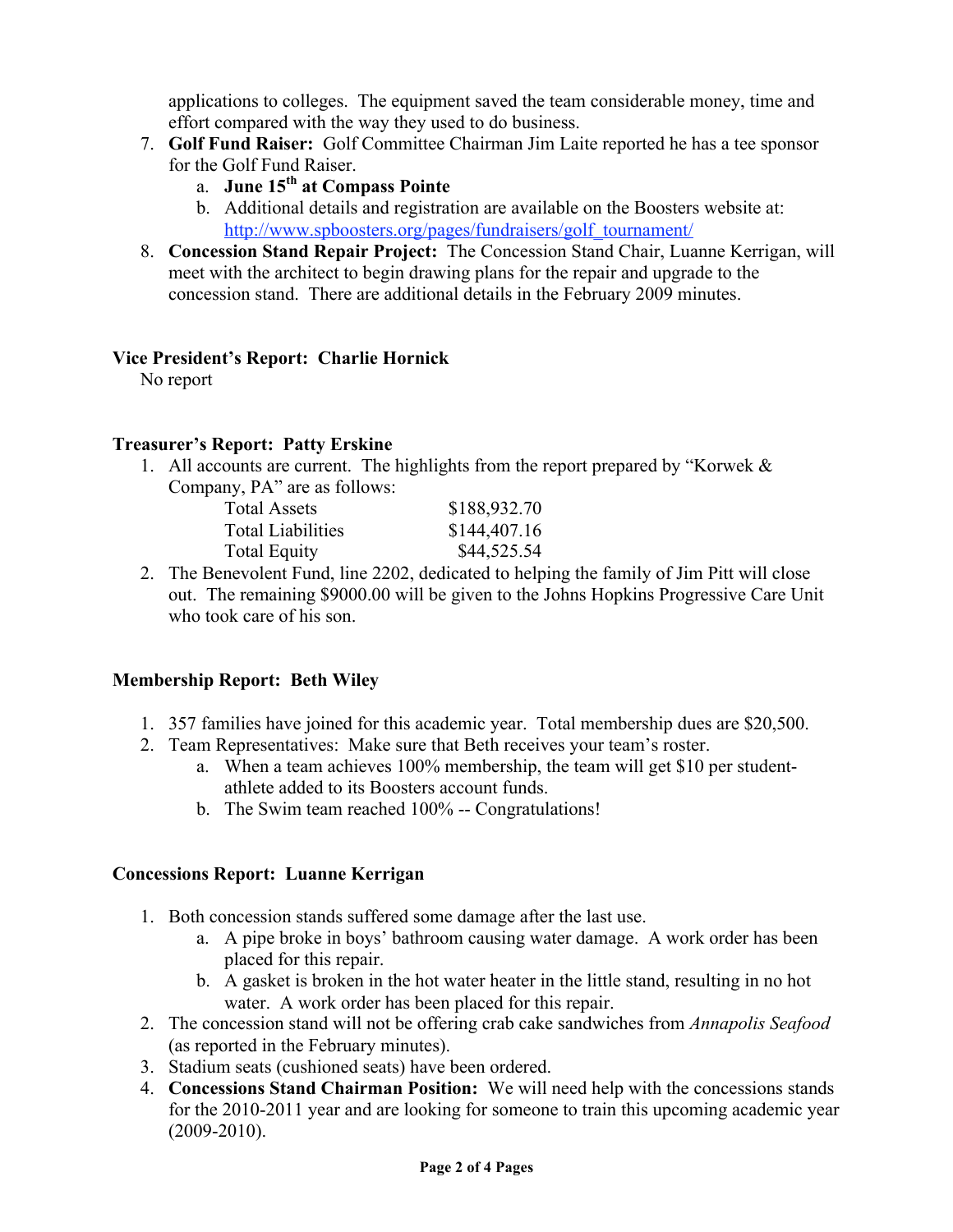applications to colleges. The equipment saved the team considerable money, time and effort compared with the way they used to do business.

7. **Golf Fund Raiser:** Golf Committee Chairman Jim Laite reported he has a tee sponsor for the Golf Fund Raiser.
    a. **June 15th at Compass Pointe**
    b. Additional details and registration are available on the Boosters website at: http://www.spboosters.org/pages/fundraisers/golf_tournament/
8. **Concession Stand Repair Project:** The Concession Stand Chair, Luanne Kerrigan, will meet with the architect to begin drawing plans for the repair and upgrade to the concession stand. There are additional details in the February 2009 minutes.

**Vice President's Report: Charlie Hornick**

No report

**Treasurer's Report: Patty Erskine**

1. All accounts are current. The highlights from the report prepared by "Korwek & Company, PA" are as follows:

    | | |
    |---|---|
    | Total Assets | $188,932.70 |
    | Total Liabilities | $144,407.16 |
    | Total Equity | $44,525.54 |

2. The Benevolent Fund, line 2202, dedicated to helping the family of Jim Pitt will close out. The remaining $9000.00 will be given to the Johns Hopkins Progressive Care Unit who took care of his son.

**Membership Report: Beth Wiley**

1. 357 families have joined for this academic year. Total membership dues are $20,500.
2. Team Representatives: Make sure that Beth receives your team's roster.
    a. When a team achieves 100% membership, the team will get $10 per student-athlete added to its Boosters account funds.
    b. The Swim team reached 100% -- Congratulations!

**Concessions Report: Luanne Kerrigan**

1. Both concession stands suffered some damage after the last use.
    a. A pipe broke in boys' bathroom causing water damage. A work order has been placed for this repair.
    b. A gasket is broken in the hot water heater in the little stand, resulting in no hot water. A work order has been placed for this repair.
2. The concession stand will not be offering crab cake sandwiches from *Annapolis Seafood* (as reported in the February minutes).
3. Stadium seats (cushioned seats) have been ordered.
4. **Concessions Stand Chairman Position:** We will need help with the concessions stands for the 2010-2011 year and are looking for someone to train this upcoming academic year (2009-2010).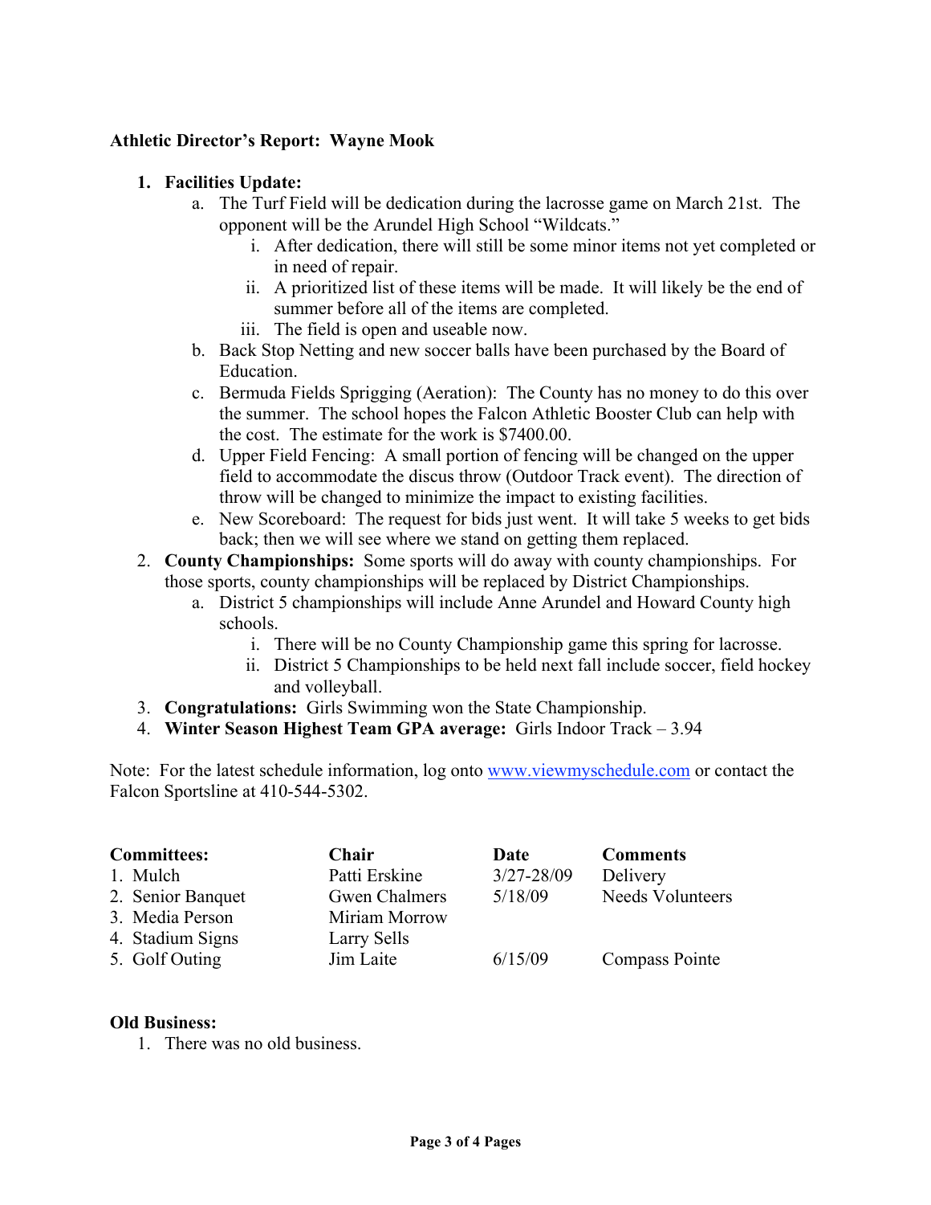**Athletic Director's Report: Wayne Mook**

1. **Facilities Update:**
   a. The Turf Field will be dedication during the lacrosse game on March 21st. The opponent will be the Arundel High School "Wildcats."
      i. After dedication, there will still be some minor items not yet completed or in need of repair.
      ii. A prioritized list of these items will be made. It will likely be the end of summer before all of the items are completed.
      iii. The field is open and useable now.
   b. Back Stop Netting and new soccer balls have been purchased by the Board of Education.
   c. Bermuda Fields Sprigging (Aeration): The County has no money to do this over the summer. The school hopes the Falcon Athletic Booster Club can help with the cost. The estimate for the work is $7400.00.
   d. Upper Field Fencing: A small portion of fencing will be changed on the upper field to accommodate the discus throw (Outdoor Track event). The direction of throw will be changed to minimize the impact to existing facilities.
   e. New Scoreboard: The request for bids just went. It will take 5 weeks to get bids back; then we will see where we stand on getting them replaced.
2. **County Championships:** Some sports will do away with county championships. For those sports, county championships will be replaced by District Championships.
   a. District 5 championships will include Anne Arundel and Howard County high schools.
      i. There will be no County Championship game this spring for lacrosse.
      ii. District 5 Championships to be held next fall include soccer, field hockey and volleyball.
3. **Congratulations:** Girls Swimming won the State Championship.
4. **Winter Season Highest Team GPA average:** Girls Indoor Track – 3.94

Note: For the latest schedule information, log onto www.viewmyschedule.com or contact the Falcon Sportsline at 410-544-5302.

| **Committees:** | **Chair** | **Date** | **Comments** |
|---|---|---|---|
| 1. Mulch | Patti Erskine | 3/27-28/09 | Delivery |
| 2. Senior Banquet | Gwen Chalmers | 5/18/09 | Needs Volunteers |
| 3. Media Person | Miriam Morrow | | |
| 4. Stadium Signs | Larry Sells | | |
| 5. Golf Outing | Jim Laite | 6/15/09 | Compass Pointe |

**Old Business:**

1. There was no old business.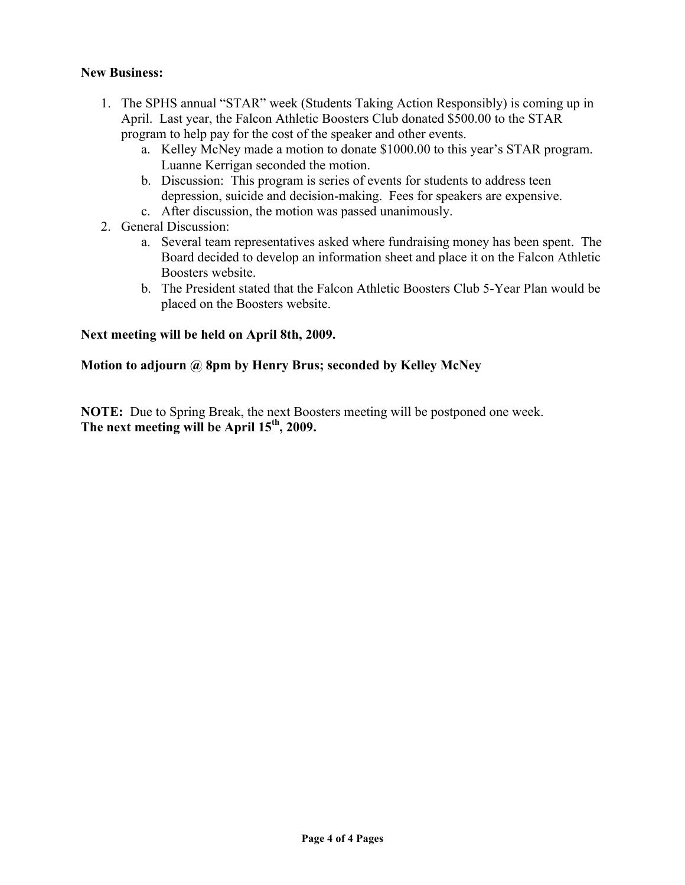**New Business:**

1. The SPHS annual "STAR" week (Students Taking Action Responsibly) is coming up in April. Last year, the Falcon Athletic Boosters Club donated $500.00 to the STAR program to help pay for the cost of the speaker and other events.
    a. Kelley McNey made a motion to donate $1000.00 to this year's STAR program. Luanne Kerrigan seconded the motion.
    b. Discussion: This program is series of events for students to address teen depression, suicide and decision-making. Fees for speakers are expensive.
    c. After discussion, the motion was passed unanimously.
2. General Discussion:
    a. Several team representatives asked where fundraising money has been spent. The Board decided to develop an information sheet and place it on the Falcon Athletic Boosters website.
    b. The President stated that the Falcon Athletic Boosters Club 5-Year Plan would be placed on the Boosters website.

**Next meeting will be held on April 8th, 2009.**

**Motion to adjourn @ 8pm by Henry Brus; seconded by Kelley McNey**

**NOTE:** Due to Spring Break, the next Boosters meeting will be postponed one week.
**The next meeting will be April 15th, 2009.**